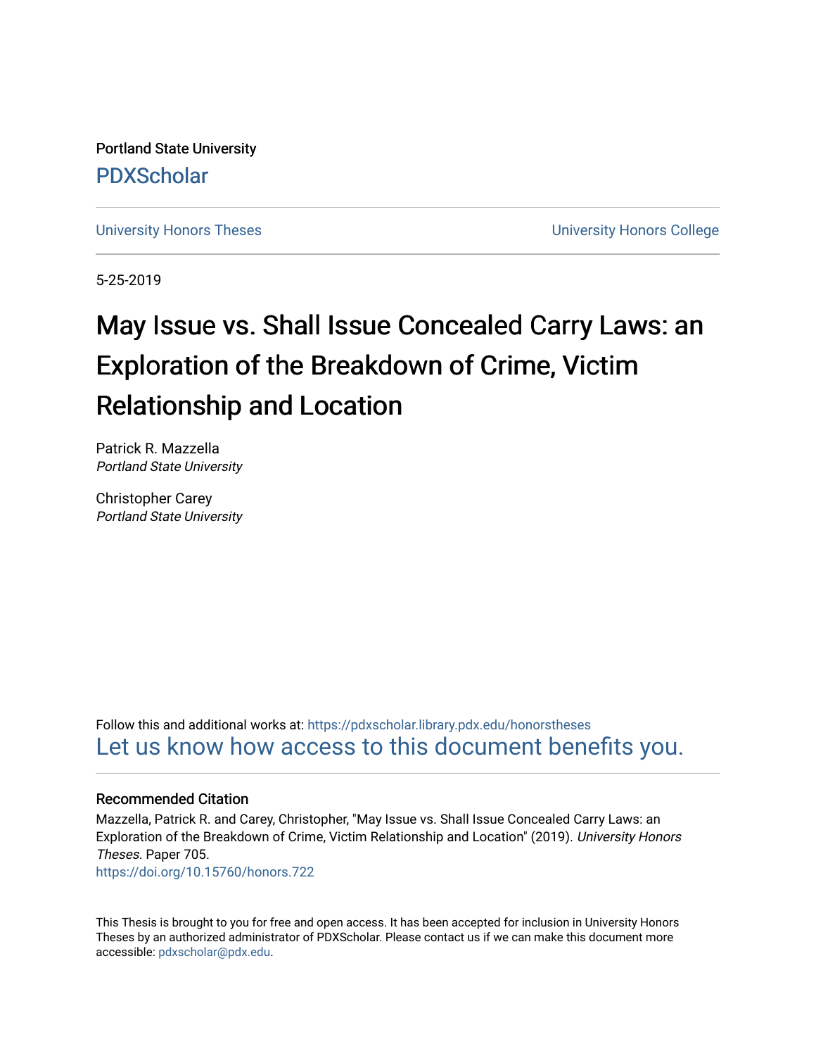Portland State University

PDXScholar

University Honors Theses

University Honors College

5-25-2019

# May Issue vs. Shall Issue Concealed Carry Laws: an Exploration of the Breakdown of Crime, Victim Relationship and Location

Patrick R. Mazzella
*Portland State University*

Christopher Carey
*Portland State University*

Follow this and additional works at: https://pdxscholar.library.pdx.edu/honorstheses

Let us know how access to this document benefits you.

### Recommended Citation

Mazzella, Patrick R. and Carey, Christopher, "May Issue vs. Shall Issue Concealed Carry Laws: an Exploration of the Breakdown of Crime, Victim Relationship and Location" (2019). *University Honors Theses.* Paper 705.
https://doi.org/10.15760/honors.722

This Thesis is brought to you for free and open access. It has been accepted for inclusion in University Honors Theses by an authorized administrator of PDXScholar. Please contact us if we can make this document more accessible: pdxscholar@pdx.edu.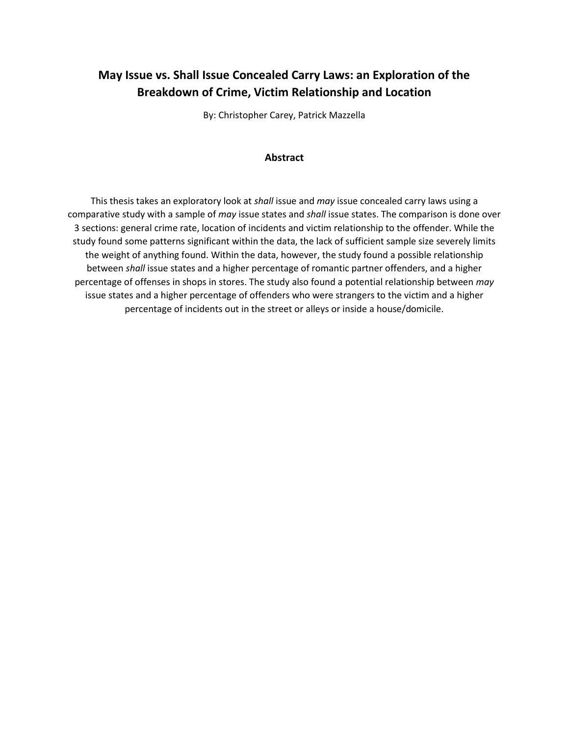# May Issue vs. Shall Issue Concealed Carry Laws: an Exploration of the Breakdown of Crime, Victim Relationship and Location

By: Christopher Carey, Patrick Mazzella

## Abstract

This thesis takes an exploratory look at *shall* issue and *may* issue concealed carry laws using a comparative study with a sample of *may* issue states and *shall* issue states. The comparison is done over 3 sections: general crime rate, location of incidents and victim relationship to the offender. While the study found some patterns significant within the data, the lack of sufficient sample size severely limits the weight of anything found. Within the data, however, the study found a possible relationship between *shall* issue states and a higher percentage of romantic partner offenders, and a higher percentage of offenses in shops in stores. The study also found a potential relationship between *may* issue states and a higher percentage of offenders who were strangers to the victim and a higher percentage of incidents out in the street or alleys or inside a house/domicile.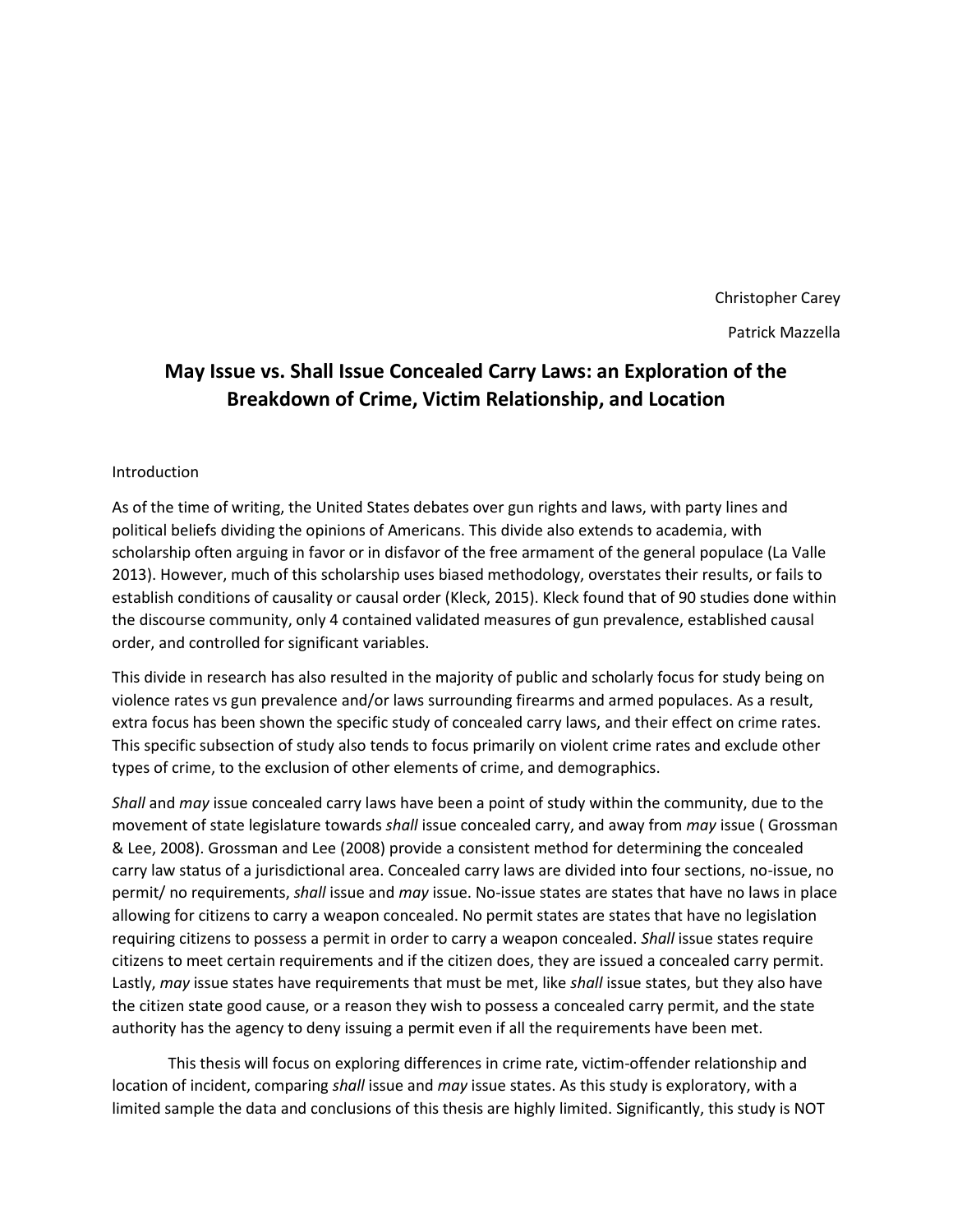Christopher Carey

Patrick Mazzella

# May Issue vs. Shall Issue Concealed Carry Laws: an Exploration of the Breakdown of Crime, Victim Relationship, and Location

## Introduction

As of the time of writing, the United States debates over gun rights and laws, with party lines and political beliefs dividing the opinions of Americans. This divide also extends to academia, with scholarship often arguing in favor or in disfavor of the free armament of the general populace (La Valle 2013). However, much of this scholarship uses biased methodology, overstates their results, or fails to establish conditions of causality or causal order (Kleck, 2015). Kleck found that of 90 studies done within the discourse community, only 4 contained validated measures of gun prevalence, established causal order, and controlled for significant variables.

This divide in research has also resulted in the majority of public and scholarly focus for study being on violence rates vs gun prevalence and/or laws surrounding firearms and armed populaces. As a result, extra focus has been shown the specific study of concealed carry laws, and their effect on crime rates. This specific subsection of study also tends to focus primarily on violent crime rates and exclude other types of crime, to the exclusion of other elements of crime, and demographics.

*Shall* and *may* issue concealed carry laws have been a point of study within the community, due to the movement of state legislature towards *shall* issue concealed carry, and away from *may* issue ( Grossman & Lee, 2008). Grossman and Lee (2008) provide a consistent method for determining the concealed carry law status of a jurisdictional area. Concealed carry laws are divided into four sections, no-issue, no permit/ no requirements, *shall* issue and *may* issue. No-issue states are states that have no laws in place allowing for citizens to carry a weapon concealed. No permit states are states that have no legislation requiring citizens to possess a permit in order to carry a weapon concealed. *Shall* issue states require citizens to meet certain requirements and if the citizen does, they are issued a concealed carry permit. Lastly, *may* issue states have requirements that must be met, like *shall* issue states, but they also have the citizen state good cause, or a reason they wish to possess a concealed carry permit, and the state authority has the agency to deny issuing a permit even if all the requirements have been met.

This thesis will focus on exploring differences in crime rate, victim-offender relationship and location of incident, comparing *shall* issue and *may* issue states. As this study is exploratory, with a limited sample the data and conclusions of this thesis are highly limited. Significantly, this study is NOT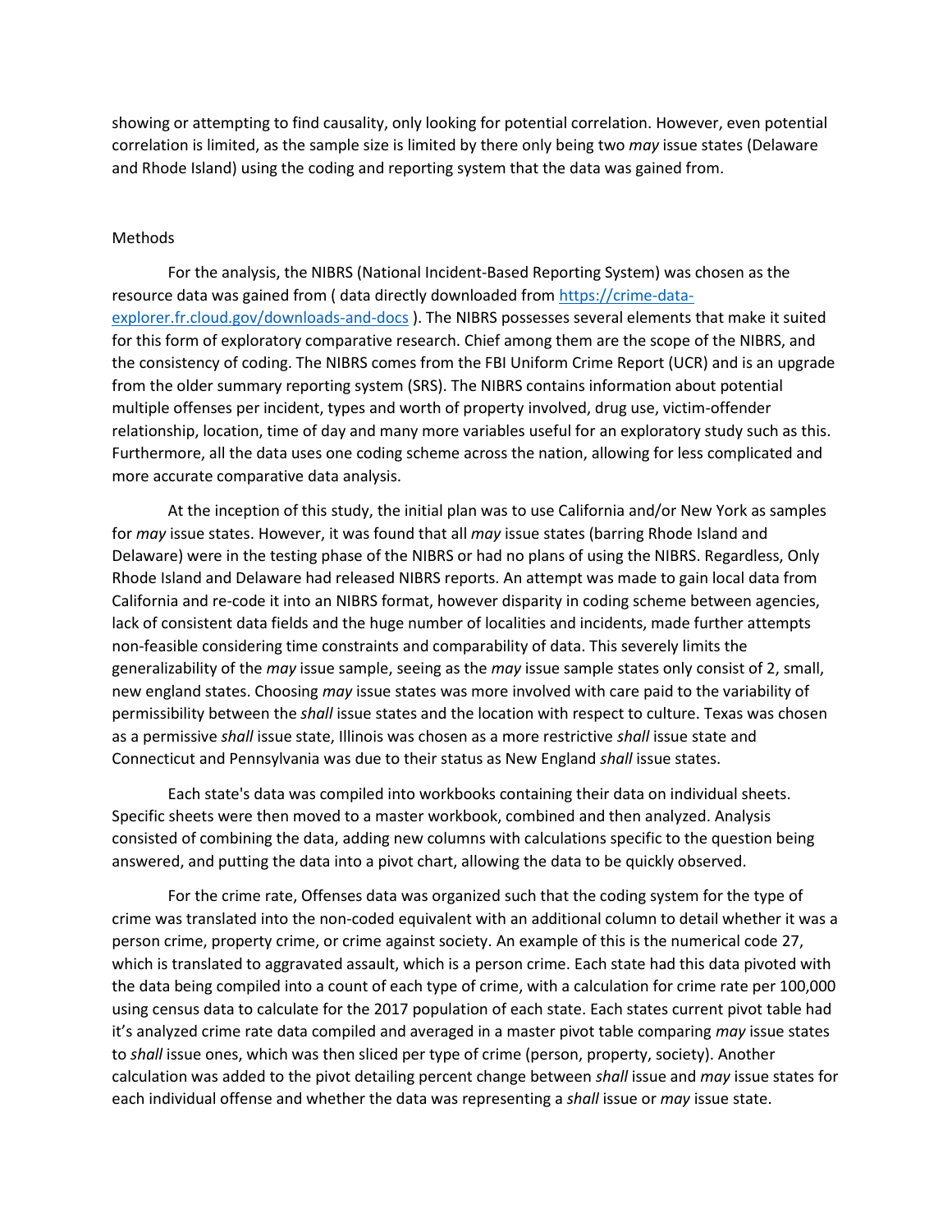showing or attempting to find causality, only looking for potential correlation. However, even potential correlation is limited, as the sample size is limited by there only being two *may* issue states (Delaware and Rhode Island) using the coding and reporting system that the data was gained from.

## Methods

For the analysis, the NIBRS (National Incident-Based Reporting System) was chosen as the resource data was gained from ( data directly downloaded from [https://crime-data-explorer.fr.cloud.gov/downloads-and-docs](https://crime-data-explorer.fr.cloud.gov/downloads-and-docs) ). The NIBRS possesses several elements that make it suited for this form of exploratory comparative research. Chief among them are the scope of the NIBRS, and the consistency of coding. The NIBRS comes from the FBI Uniform Crime Report (UCR) and is an upgrade from the older summary reporting system (SRS). The NIBRS contains information about potential multiple offenses per incident, types and worth of property involved, drug use, victim-offender relationship, location, time of day and many more variables useful for an exploratory study such as this. Furthermore, all the data uses one coding scheme across the nation, allowing for less complicated and more accurate comparative data analysis.

At the inception of this study, the initial plan was to use California and/or New York as samples for *may* issue states. However, it was found that all *may* issue states (barring Rhode Island and Delaware) were in the testing phase of the NIBRS or had no plans of using the NIBRS. Regardless, Only Rhode Island and Delaware had released NIBRS reports. An attempt was made to gain local data from California and re-code it into an NIBRS format, however disparity in coding scheme between agencies, lack of consistent data fields and the huge number of localities and incidents, made further attempts non-feasible considering time constraints and comparability of data. This severely limits the generalizability of the *may* issue sample, seeing as the *may* issue sample states only consist of 2, small, new england states. Choosing *may* issue states was more involved with care paid to the variability of permissibility between the *shall* issue states and the location with respect to culture. Texas was chosen as a permissive *shall* issue state, Illinois was chosen as a more restrictive *shall* issue state and Connecticut and Pennsylvania was due to their status as New England *shall* issue states.

Each state's data was compiled into workbooks containing their data on individual sheets. Specific sheets were then moved to a master workbook, combined and then analyzed. Analysis consisted of combining the data, adding new columns with calculations specific to the question being answered, and putting the data into a pivot chart, allowing the data to be quickly observed.

For the crime rate, Offenses data was organized such that the coding system for the type of crime was translated into the non-coded equivalent with an additional column to detail whether it was a person crime, property crime, or crime against society. An example of this is the numerical code 27, which is translated to aggravated assault, which is a person crime. Each state had this data pivoted with the data being compiled into a count of each type of crime, with a calculation for crime rate per 100,000 using census data to calculate for the 2017 population of each state. Each states current pivot table had it's analyzed crime rate data compiled and averaged in a master pivot table comparing *may* issue states to *shall* issue ones, which was then sliced per type of crime (person, property, society). Another calculation was added to the pivot detailing percent change between *shall* issue and *may* issue states for each individual offense and whether the data was representing a *shall* issue or *may* issue state.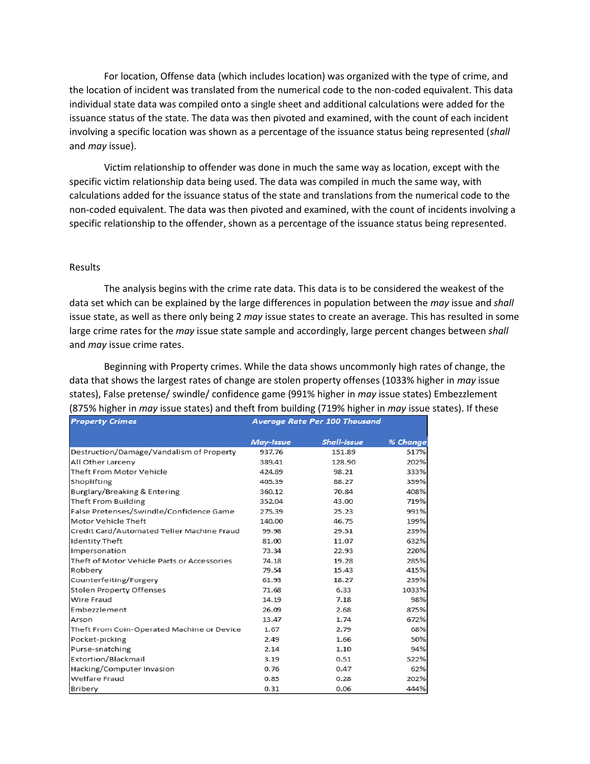For location, Offense data (which includes location) was organized with the type of crime, and the location of incident was translated from the numerical code to the non-coded equivalent. This data individual state data was compiled onto a single sheet and additional calculations were added for the issuance status of the state. The data was then pivoted and examined, with the count of each incident involving a specific location was shown as a percentage of the issuance status being represented (*shall* and *may* issue).

Victim relationship to offender was done in much the same way as location, except with the specific victim relationship data being used. The data was compiled in much the same way, with calculations added for the issuance status of the state and translations from the numerical code to the non-coded equivalent. The data was then pivoted and examined, with the count of incidents involving a specific relationship to the offender, shown as a percentage of the issuance status being represented.

## Results

The analysis begins with the crime rate data. This data is to be considered the weakest of the data set which can be explained by the large differences in population between the *may* issue and *shall* issue state, as well as there only being 2 *may* issue states to create an average. This has resulted in some large crime rates for the *may* issue state sample and accordingly, large percent changes between *shall* and *may* issue crime rates.

Beginning with Property crimes. While the data shows uncommonly high rates of change, the data that shows the largest rates of change are stolen property offenses (1033% higher in *may* issue states), False pretense/ swindle/ confidence game (991% higher in *may* issue states) Embezzlement (875% higher in *may* issue states) and theft from building (719% higher in *may* issue states). If these

| Property Crimes | Average Rate Per 100 Thousand | | |
|---|---|---|---|
| | May-Issue | Shall-Issue | % Change |
| Destruction/Damage/Vandalism of Property | 937.76 | 151.89 | 517% |
| All Other Larceny | 389.41 | 128.90 | 202% |
| Theft From Motor Vehicle | 424.89 | 98.21 | 333% |
| Shoplifting | 405.39 | 88.27 | 359% |
| Burglary/Breaking & Entering | 360.12 | 70.84 | 408% |
| Theft From Building | 352.04 | 43.00 | 719% |
| False Pretenses/Swindle/Confidence Game | 275.39 | 25.23 | 991% |
| Motor Vehicle Theft | 140.00 | 46.75 | 199% |
| Credit Card/Automated Teller Machine Fraud | 99.98 | 29.51 | 239% |
| Identity Theft | 81.00 | 11.07 | 632% |
| Impersonation | 73.34 | 22.93 | 220% |
| Theft of Motor Vehicle Parts or Accessories | 74.18 | 19.28 | 285% |
| Robbery | 79.54 | 15.43 | 415% |
| Counterfeiting/Forgery | 61.93 | 18.27 | 239% |
| Stolen Property Offenses | 71.68 | 6.33 | 1033% |
| Wire Fraud | 14.19 | 7.18 | 98% |
| Embezzlement | 26.09 | 2.68 | 875% |
| Arson | 13.47 | 1.74 | 672% |
| Theft From Coin-Operated Machine or Device | 1.67 | 2.79 | 68% |
| Pocket-picking | 2.49 | 1.66 | 50% |
| Purse-snatching | 2.14 | 1.10 | 94% |
| Extortion/Blackmail | 3.19 | 0.51 | 522% |
| Hacking/Computer Invasion | 0.76 | 0.47 | 62% |
| Welfare Fraud | 0.85 | 0.28 | 202% |
| Bribery | 0.31 | 0.06 | 444% |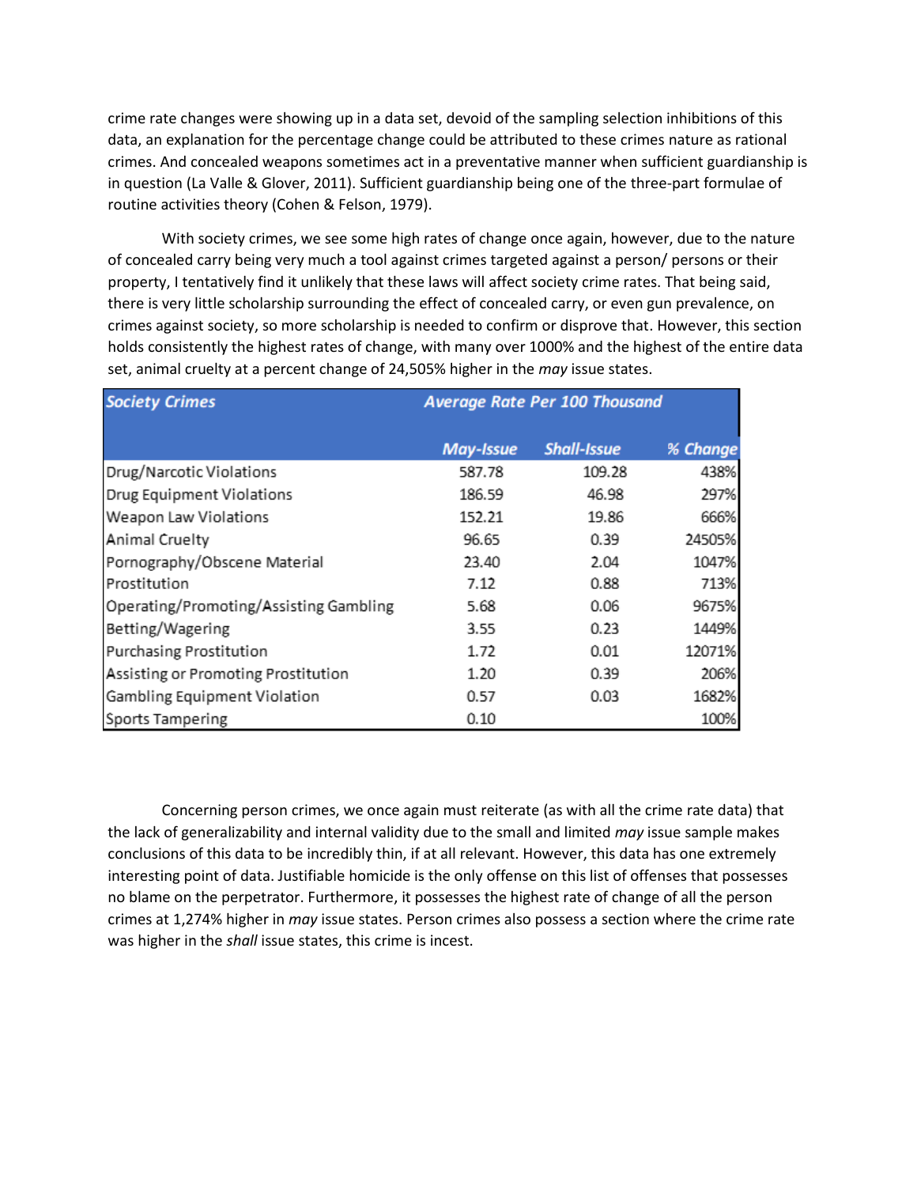crime rate changes were showing up in a data set, devoid of the sampling selection inhibitions of this data, an explanation for the percentage change could be attributed to these crimes nature as rational crimes. And concealed weapons sometimes act in a preventative manner when sufficient guardianship is in question (La Valle & Glover, 2011). Sufficient guardianship being one of the three-part formulae of routine activities theory (Cohen & Felson, 1979).

With society crimes, we see some high rates of change once again, however, due to the nature of concealed carry being very much a tool against crimes targeted against a person/ persons or their property, I tentatively find it unlikely that these laws will affect society crime rates. That being said, there is very little scholarship surrounding the effect of concealed carry, or even gun prevalence, on crimes against society, so more scholarship is needed to confirm or disprove that. However, this section holds consistently the highest rates of change, with many over 1000% and the highest of the entire data set, animal cruelty at a percent change of 24,505% higher in the *may* issue states.

| *Society Crimes* | *Average Rate Per 100 Thousand* | | |
|---|---|---|---|
| | *May-Issue* | *Shall-Issue* | *% Change* |
| Drug/Narcotic Violations | 587.78 | 109.28 | 438% |
| Drug Equipment Violations | 186.59 | 46.98 | 297% |
| Weapon Law Violations | 152.21 | 19.86 | 666% |
| Animal Cruelty | 96.65 | 0.39 | 24505% |
| Pornography/Obscene Material | 23.40 | 2.04 | 1047% |
| Prostitution | 7.12 | 0.88 | 713% |
| Operating/Promoting/Assisting Gambling | 5.68 | 0.06 | 9675% |
| Betting/Wagering | 3.55 | 0.23 | 1449% |
| Purchasing Prostitution | 1.72 | 0.01 | 12071% |
| Assisting or Promoting Prostitution | 1.20 | 0.39 | 206% |
| Gambling Equipment Violation | 0.57 | 0.03 | 1682% |
| Sports Tampering | 0.10 | | 100% |

Concerning person crimes, we once again must reiterate (as with all the crime rate data) that the lack of generalizability and internal validity due to the small and limited *may* issue sample makes conclusions of this data to be incredibly thin, if at all relevant. However, this data has one extremely interesting point of data. Justifiable homicide is the only offense on this list of offenses that possesses no blame on the perpetrator. Furthermore, it possesses the highest rate of change of all the person crimes at 1,274% higher in *may* issue states. Person crimes also possess a section where the crime rate was higher in the *shall* issue states, this crime is incest.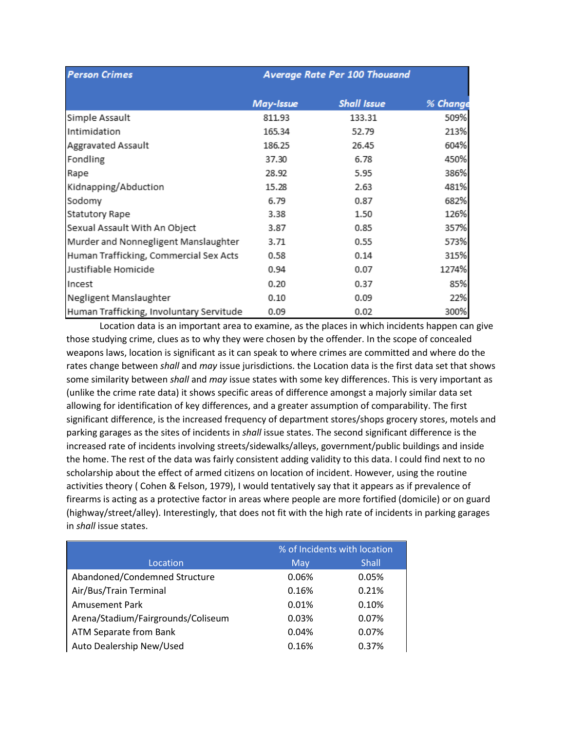| *Person Crimes* | *Average Rate Per 100 Thousand* | | |
|---|---|---|---|
| | *May-Issue* | *Shall Issue* | *% Change* |
| Simple Assault | 811.93 | 133.31 | 509% |
| Intimidation | 165.34 | 52.79 | 213% |
| Aggravated Assault | 186.25 | 26.45 | 604% |
| Fondling | 37.30 | 6.78 | 450% |
| Rape | 28.92 | 5.95 | 386% |
| Kidnapping/Abduction | 15.28 | 2.63 | 481% |
| Sodomy | 6.79 | 0.87 | 682% |
| Statutory Rape | 3.38 | 1.50 | 126% |
| Sexual Assault With An Object | 3.87 | 0.85 | 357% |
| Murder and Nonnegligent Manslaughter | 3.71 | 0.55 | 573% |
| Human Trafficking, Commercial Sex Acts | 0.58 | 0.14 | 315% |
| Justifiable Homicide | 0.94 | 0.07 | 1274% |
| Incest | 0.20 | 0.37 | 85% |
| Negligent Manslaughter | 0.10 | 0.09 | 22% |
| Human Trafficking, Involuntary Servitude | 0.09 | 0.02 | 300% |

Location data is an important area to examine, as the places in which incidents happen can give those studying crime, clues as to why they were chosen by the offender. In the scope of concealed weapons laws, location is significant as it can speak to where crimes are committed and where do the rates change between *shall* and *may* issue jurisdictions. the Location data is the first data set that shows some similarity between *shall* and *may* issue states with some key differences. This is very important as (unlike the crime rate data) it shows specific areas of difference amongst a majorly similar data set allowing for identification of key differences, and a greater assumption of comparability. The first significant difference, is the increased frequency of department stores/shops grocery stores, motels and parking garages as the sites of incidents in *shall* issue states. The second significant difference is the increased rate of incidents involving streets/sidewalks/alleys, government/public buildings and inside the home. The rest of the data was fairly consistent adding validity to this data. I could find next to no scholarship about the effect of armed citizens on location of incident. However, using the routine activities theory ( Cohen & Felson, 1979), I would tentatively say that it appears as if prevalence of firearms is acting as a protective factor in areas where people are more fortified (domicile) or on guard (highway/street/alley). Interestingly, that does not fit with the high rate of incidents in parking garages in *shall* issue states.

| Location | % of Incidents with location | |
|---|---|---|
| | May | Shall |
| Abandoned/Condemned Structure | 0.06% | 0.05% |
| Air/Bus/Train Terminal | 0.16% | 0.21% |
| Amusement Park | 0.01% | 0.10% |
| Arena/Stadium/Fairgrounds/Coliseum | 0.03% | 0.07% |
| ATM Separate from Bank | 0.04% | 0.07% |
| Auto Dealership New/Used | 0.16% | 0.37% |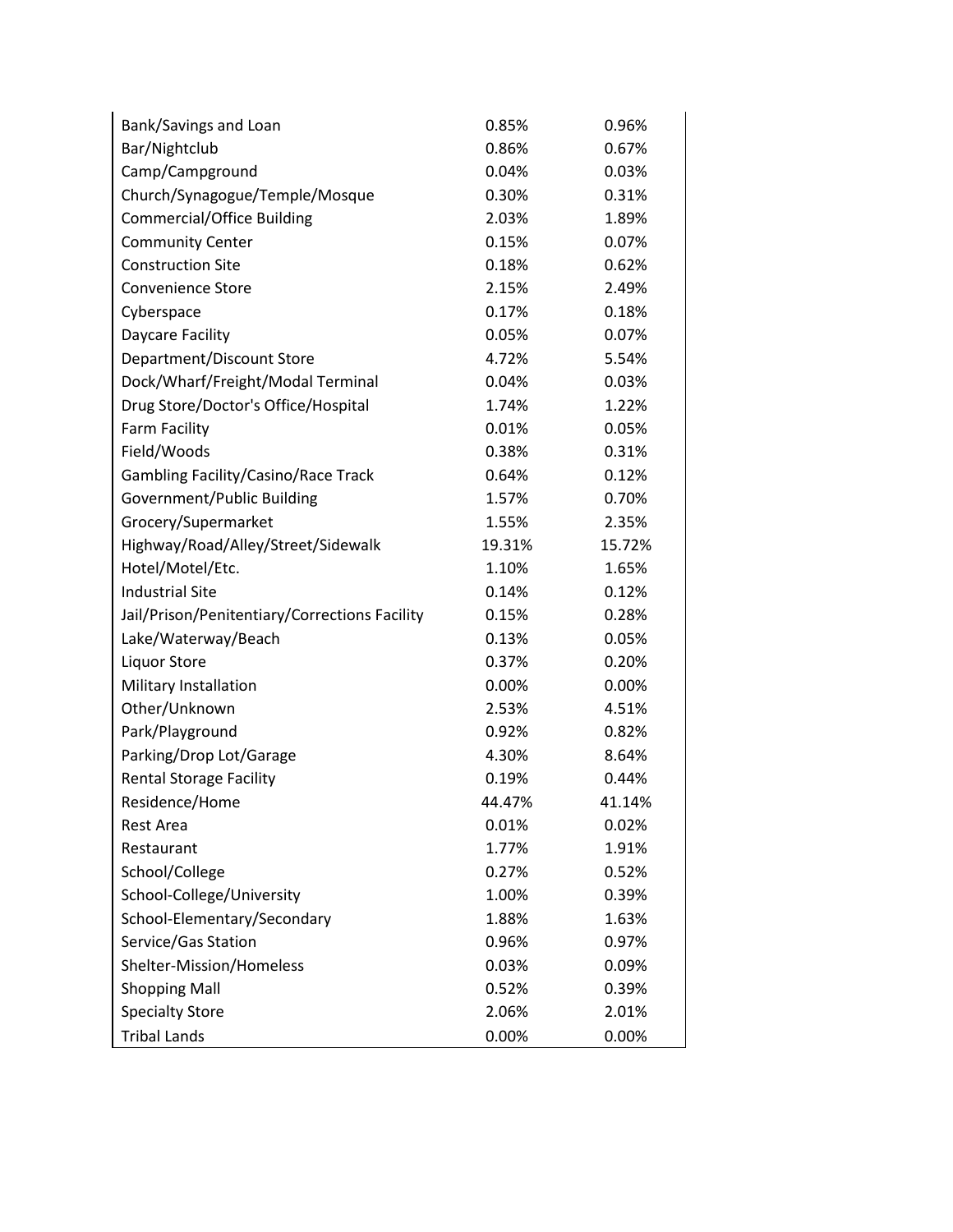| | | |
|---|---|---|
| Bank/Savings and Loan | 0.85% | 0.96% |
| Bar/Nightclub | 0.86% | 0.67% |
| Camp/Campground | 0.04% | 0.03% |
| Church/Synagogue/Temple/Mosque | 0.30% | 0.31% |
| Commercial/Office Building | 2.03% | 1.89% |
| Community Center | 0.15% | 0.07% |
| Construction Site | 0.18% | 0.62% |
| Convenience Store | 2.15% | 2.49% |
| Cyberspace | 0.17% | 0.18% |
| Daycare Facility | 0.05% | 0.07% |
| Department/Discount Store | 4.72% | 5.54% |
| Dock/Wharf/Freight/Modal Terminal | 0.04% | 0.03% |
| Drug Store/Doctor's Office/Hospital | 1.74% | 1.22% |
| Farm Facility | 0.01% | 0.05% |
| Field/Woods | 0.38% | 0.31% |
| Gambling Facility/Casino/Race Track | 0.64% | 0.12% |
| Government/Public Building | 1.57% | 0.70% |
| Grocery/Supermarket | 1.55% | 2.35% |
| Highway/Road/Alley/Street/Sidewalk | 19.31% | 15.72% |
| Hotel/Motel/Etc. | 1.10% | 1.65% |
| Industrial Site | 0.14% | 0.12% |
| Jail/Prison/Penitentiary/Corrections Facility | 0.15% | 0.28% |
| Lake/Waterway/Beach | 0.13% | 0.05% |
| Liquor Store | 0.37% | 0.20% |
| Military Installation | 0.00% | 0.00% |
| Other/Unknown | 2.53% | 4.51% |
| Park/Playground | 0.92% | 0.82% |
| Parking/Drop Lot/Garage | 4.30% | 8.64% |
| Rental Storage Facility | 0.19% | 0.44% |
| Residence/Home | 44.47% | 41.14% |
| Rest Area | 0.01% | 0.02% |
| Restaurant | 1.77% | 1.91% |
| School/College | 0.27% | 0.52% |
| School-College/University | 1.00% | 0.39% |
| School-Elementary/Secondary | 1.88% | 1.63% |
| Service/Gas Station | 0.96% | 0.97% |
| Shelter-Mission/Homeless | 0.03% | 0.09% |
| Shopping Mall | 0.52% | 0.39% |
| Specialty Store | 2.06% | 2.01% |
| Tribal Lands | 0.00% | 0.00% |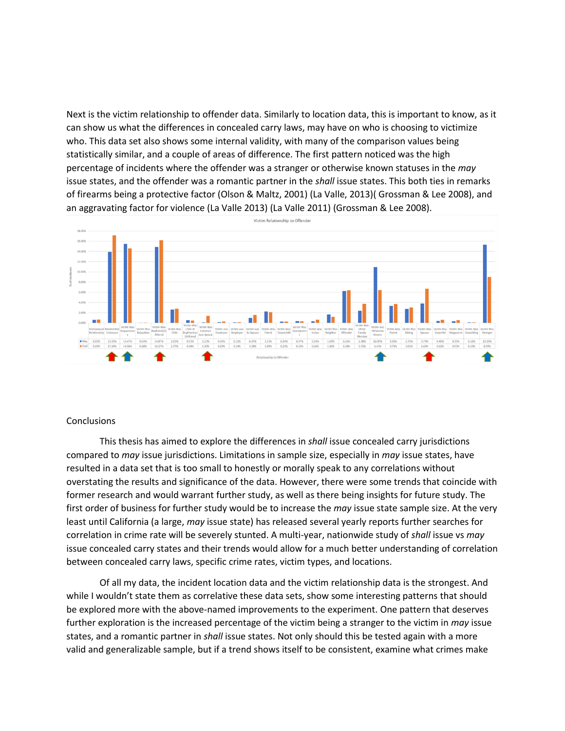Next is the victim relationship to offender data. Similarly to location data, this is important to know, as it can show us what the differences in concealed carry laws, may have on who is choosing to victimize who. This data set also shows some internal validity, with many of the comparison values being statistically similar, and a couple of areas of difference. The first pattern noticed was the high percentage of incidents where the offender was a stranger or otherwise known statuses in the *may* issue states, and the offender was a romantic partner in the *shall* issue states. This both ties in remarks of firearms being a protective factor (Olson & Maltz, 2001) (La Valle, 2013)( Grossman & Lee 2008), and an aggravating factor for violence (La Valle 2013) (La Valle 2011) (Grossman & Lee 2008).

Victim Relationship to Offender

| Relationship to Offender | May | Shall |
|---|---|---|
| Homosexual Relationship | 0.63% | 0.63% |
| Relationship Unknown | 13.93% | 17.14% |
| Victim Was Acquaintance | 15.47% | 14.58% |
| Victim Was Babysittee | 0.04% | 0.08% |
| Victim Was Boyfriend/Girlfriend | 14.87% | 16.17% |
| Victim Was Child | 2.63% | 2.77% |
| Victim Was Child of Boyfriend or Girlfriend | 0.53% | 0.48% |
| Victim Was Common-Law Spouse | 0.13% | 1.30% |
| Victim was Employee | 0.14% | 0.29% |
| Victim was Employer | 0.11% | 0.14% |
| Victim was Ex Spouse | 0.97% | 1.58% |
| Victim Was Friend | 2.25% | 2.09% |
| Victim Was Grandchild | 0.24% | 0.23% |
| Victim Was Grandparent | 0.37% | 0.33% |
| Victim Was In-law | 0.30% | 0.66% |
| Victim Was Neighbor | 1.69% | 1.16% |
| Victim Was Offender | 6.26% | 6.38% |
| Victim Was Other Family Member | 2.38% | 3.72% |
| Victim was Otherwise Known | 10.95% | 6.43% |
| Victim Was Parent | 3.36% | 3.71% |
| Victim Was Sibling | 2.75% | 3.02% |
| Victim Was Spouse | 3.79% | 6.69% |
| Victim Was Stepchild | 0.40% | 0.62% |
| Victim Was Stepparent | 0.35% | 0.53% |
| Victim Was Stepsibling | 0.12% | 0.13% |
| Victim Was Stranger | 15.29% | 8.99% |

## Conclusions

This thesis has aimed to explore the differences in *shall* issue concealed carry jurisdictions compared to *may* issue jurisdictions. Limitations in sample size, especially in *may* issue states, have resulted in a data set that is too small to honestly or morally speak to any correlations without overstating the results and significance of the data. However, there were some trends that coincide with former research and would warrant further study, as well as there being insights for future study. The first order of business for further study would be to increase the *may* issue state sample size. At the very least until California (a large, *may* issue state) has released several yearly reports further searches for correlation in crime rate will be severely stunted. A multi-year, nationwide study of *shall* issue vs *may* issue concealed carry states and their trends would allow for a much better understanding of correlation between concealed carry laws, specific crime rates, victim types, and locations.

Of all my data, the incident location data and the victim relationship data is the strongest. And while I wouldn't state them as correlative these data sets, show some interesting patterns that should be explored more with the above-named improvements to the experiment. One pattern that deserves further exploration is the increased percentage of the victim being a stranger to the victim in *may* issue states, and a romantic partner in *shall* issue states. Not only should this be tested again with a more valid and generalizable sample, but if a trend shows itself to be consistent, examine what crimes make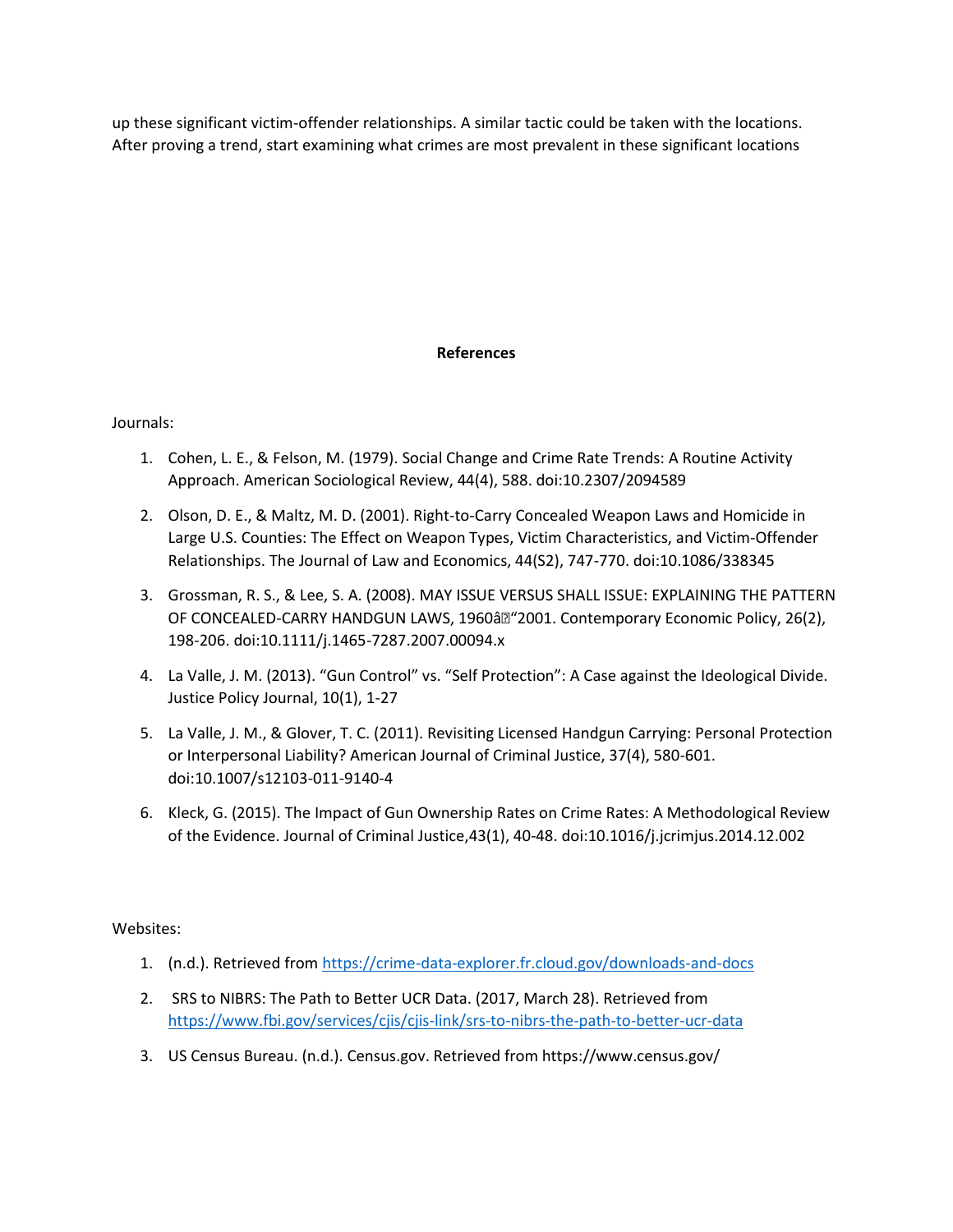up these significant victim-offender relationships. A similar tactic could be taken with the locations. After proving a trend, start examining what crimes are most prevalent in these significant locations

**References**

Journals:

1. Cohen, L. E., & Felson, M. (1979). Social Change and Crime Rate Trends: A Routine Activity Approach. American Sociological Review, 44(4), 588. doi:10.2307/2094589

2. Olson, D. E., & Maltz, M. D. (2001). Right-to-Carry Concealed Weapon Laws and Homicide in Large U.S. Counties: The Effect on Weapon Types, Victim Characteristics, and Victim-Offender Relationships. The Journal of Law and Economics, 44(S2), 747-770. doi:10.1086/338345

3. Grossman, R. S., & Lee, S. A. (2008). MAY ISSUE VERSUS SHALL ISSUE: EXPLAINING THE PATTERN OF CONCEALED-CARRY HANDGUN LAWS, 1960â"2001. Contemporary Economic Policy, 26(2), 198-206. doi:10.1111/j.1465-7287.2007.00094.x

4. La Valle, J. M. (2013). "Gun Control" vs. "Self Protection": A Case against the Ideological Divide. Justice Policy Journal, 10(1), 1-27

5. La Valle, J. M., & Glover, T. C. (2011). Revisiting Licensed Handgun Carrying: Personal Protection or Interpersonal Liability? American Journal of Criminal Justice, 37(4), 580-601. doi:10.1007/s12103-011-9140-4

6. Kleck, G. (2015). The Impact of Gun Ownership Rates on Crime Rates: A Methodological Review of the Evidence. Journal of Criminal Justice,43(1), 40-48. doi:10.1016/j.jcrimjus.2014.12.002

Websites:

1. (n.d.). Retrieved from https://crime-data-explorer.fr.cloud.gov/downloads-and-docs

2. SRS to NIBRS: The Path to Better UCR Data. (2017, March 28). Retrieved from https://www.fbi.gov/services/cjis/cjis-link/srs-to-nibrs-the-path-to-better-ucr-data

3. US Census Bureau. (n.d.). Census.gov. Retrieved from https://www.census.gov/